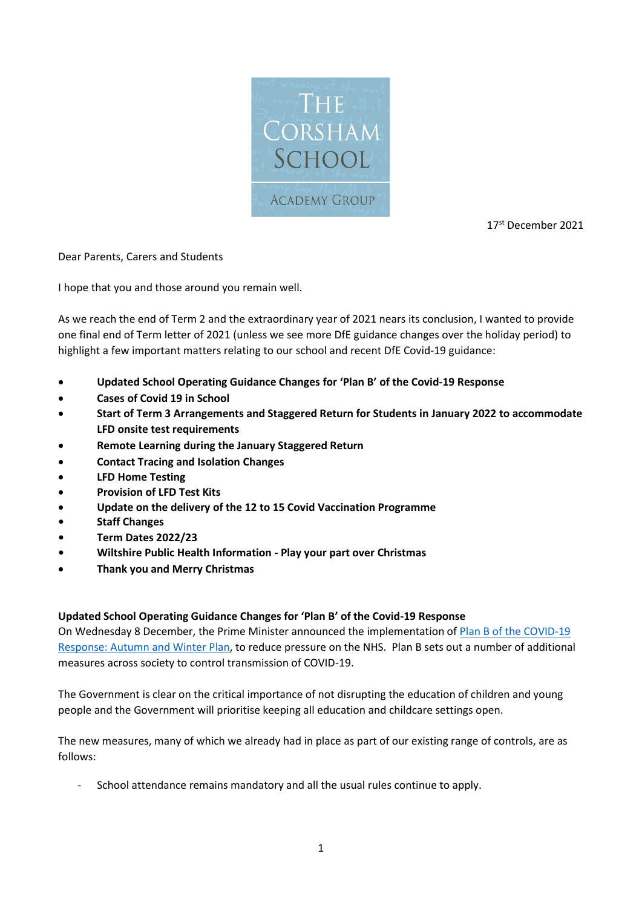THE CORSHAM SCHOOL

ACADEMY GROUP

17th December 2021

Dear Parents, Carers and Students

I hope that you and those around you remain well.

As we reach the end of Term 2 and the extraordinary year of 2021 nears its conclusion, I wanted to provide one final end of Term letter of 2021 (unless we see more DfE guidance changes over the holiday period) to highlight a few important matters relating to our school and recent DfE Covid-19 guidance:

- **Updated School Operating Guidance Changes for 'Plan B' of the Covid-19 Response**
- **Cases of Covid 19 in School**
- **Start of Term 3 Arrangements and Staggered Return for Students in January 2022 to accommodate LFD onsite test requirements**
- **Remote Learning during the January Staggered Return**
- **Contact Tracing and Isolation Changes**
- **LFD Home Testing**
- **Provision of LFD Test Kits**
- **Update on the delivery of the 12 to 15 Covid Vaccination Programme**
- **Staff Changes**
- **Term Dates 2022/23**
- **Wiltshire Public Health Information - Play your part over Christmas**
- **Thank you and Merry Christmas**

**Updated School Operating Guidance Changes for 'Plan B' of the Covid-19 Response**

On Wednesday 8 December, the Prime Minister announced the implementation of Plan B of the COVID-19 Response: Autumn and Winter Plan, to reduce pressure on the NHS. Plan B sets out a number of additional measures across society to control transmission of COVID-19.

The Government is clear on the critical importance of not disrupting the education of children and young people and the Government will prioritise keeping all education and childcare settings open.

The new measures, many of which we already had in place as part of our existing range of controls, are as follows:

- School attendance remains mandatory and all the usual rules continue to apply.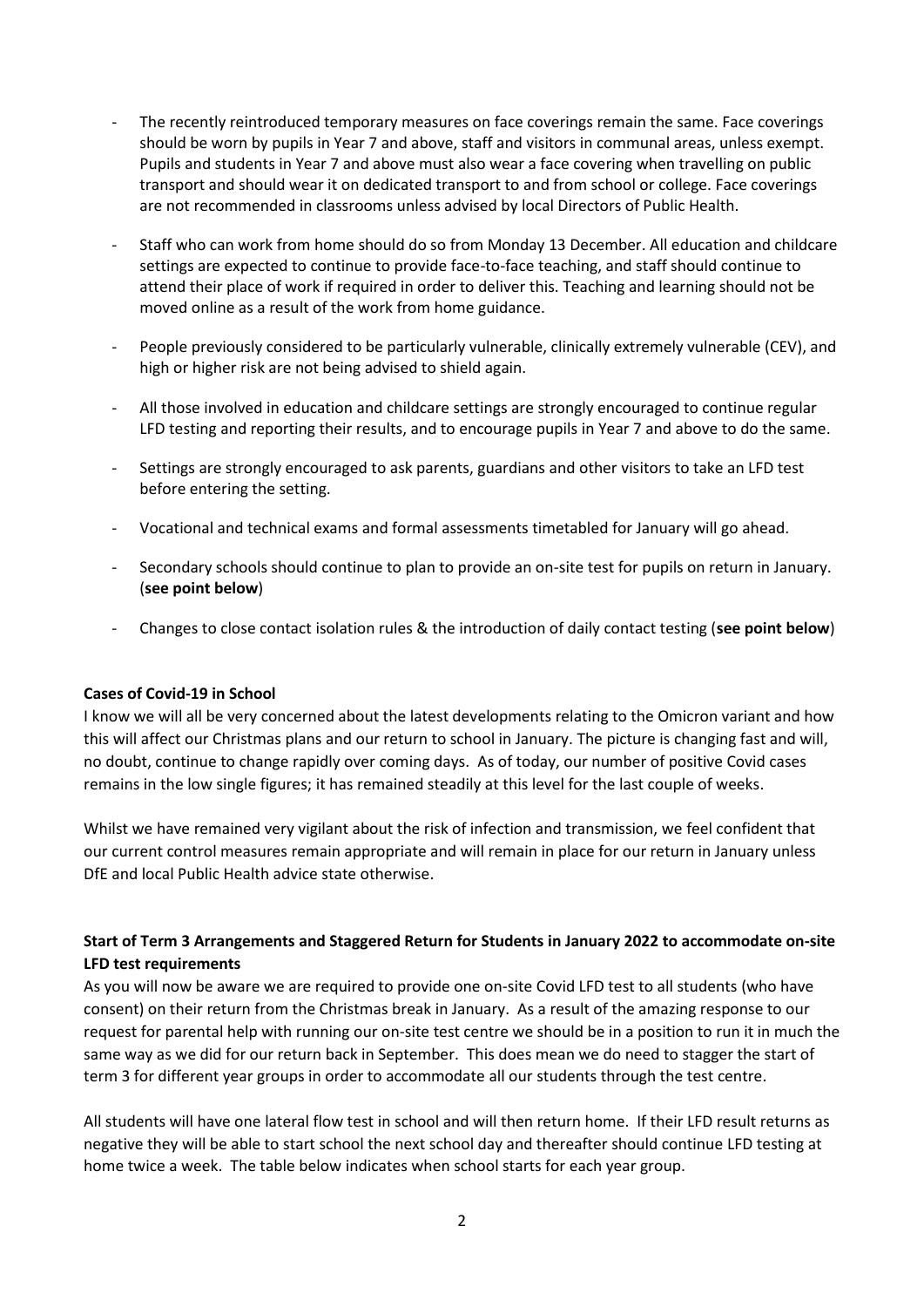- The recently reintroduced temporary measures on face coverings remain the same. Face coverings should be worn by pupils in Year 7 and above, staff and visitors in communal areas, unless exempt. Pupils and students in Year 7 and above must also wear a face covering when travelling on public transport and should wear it on dedicated transport to and from school or college. Face coverings are not recommended in classrooms unless advised by local Directors of Public Health.
- Staff who can work from home should do so from Monday 13 December. All education and childcare settings are expected to continue to provide face-to-face teaching, and staff should continue to attend their place of work if required in order to deliver this. Teaching and learning should not be moved online as a result of the work from home guidance.
- People previously considered to be particularly vulnerable, clinically extremely vulnerable (CEV), and high or higher risk are not being advised to shield again.
- All those involved in education and childcare settings are strongly encouraged to continue regular LFD testing and reporting their results, and to encourage pupils in Year 7 and above to do the same.
- Settings are strongly encouraged to ask parents, guardians and other visitors to take an LFD test before entering the setting.
- Vocational and technical exams and formal assessments timetabled for January will go ahead.
- Secondary schools should continue to plan to provide an on-site test for pupils on return in January. (**see point below**)
- Changes to close contact isolation rules & the introduction of daily contact testing (**see point below**)

**Cases of Covid-19 in School**

I know we will all be very concerned about the latest developments relating to the Omicron variant and how this will affect our Christmas plans and our return to school in January. The picture is changing fast and will, no doubt, continue to change rapidly over coming days. As of today, our number of positive Covid cases remains in the low single figures; it has remained steadily at this level for the last couple of weeks.

Whilst we have remained very vigilant about the risk of infection and transmission, we feel confident that our current control measures remain appropriate and will remain in place for our return in January unless DfE and local Public Health advice state otherwise.

**Start of Term 3 Arrangements and Staggered Return for Students in January 2022 to accommodate on-site LFD test requirements**

As you will now be aware we are required to provide one on-site Covid LFD test to all students (who have consent) on their return from the Christmas break in January. As a result of the amazing response to our request for parental help with running our on-site test centre we should be in a position to run it in much the same way as we did for our return back in September. This does mean we do need to stagger the start of term 3 for different year groups in order to accommodate all our students through the test centre.

All students will have one lateral flow test in school and will then return home. If their LFD result returns as negative they will be able to start school the next school day and thereafter should continue LFD testing at home twice a week. The table below indicates when school starts for each year group.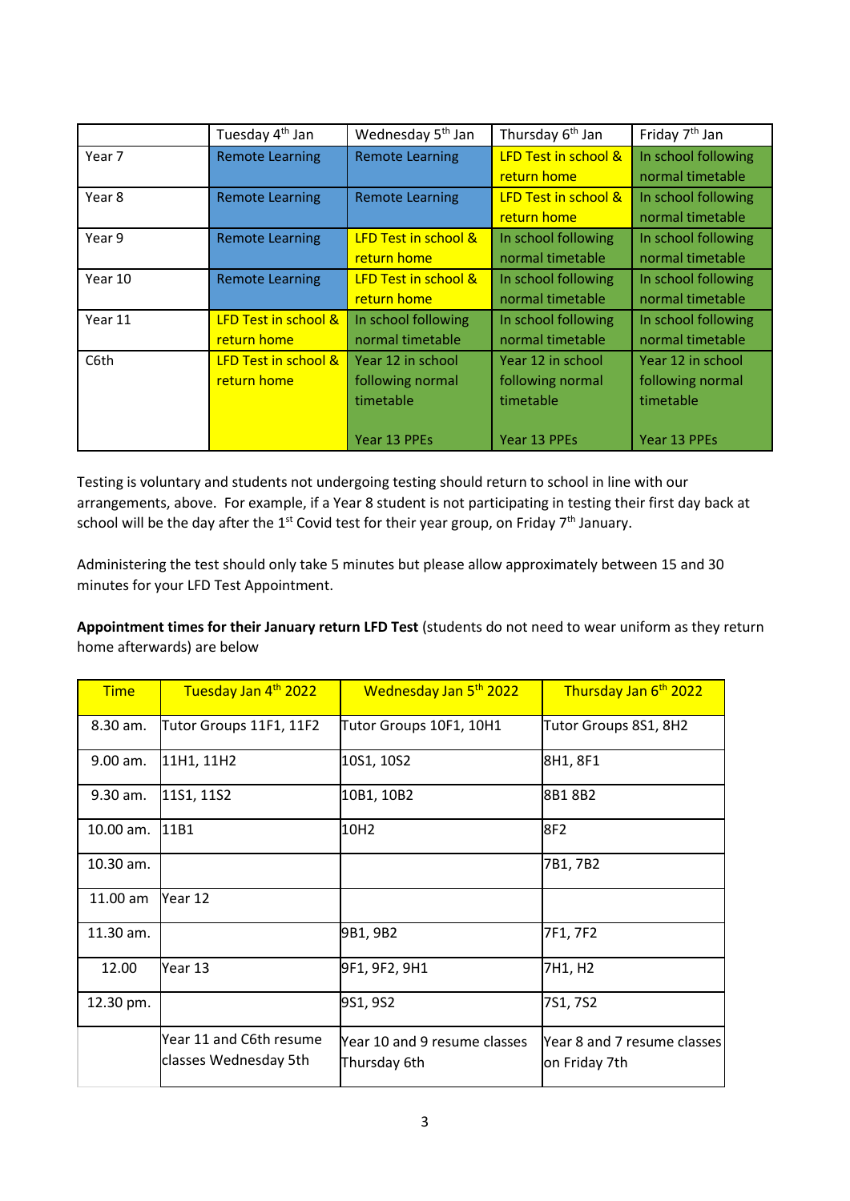| | Tuesday 4th Jan | Wednesday 5th Jan | Thursday 6th Jan | Friday 7th Jan |
|---|---|---|---|---|
| Year 7 | Remote Learning | Remote Learning | LFD Test in school & return home | In school following normal timetable |
| Year 8 | Remote Learning | Remote Learning | LFD Test in school & return home | In school following normal timetable |
| Year 9 | Remote Learning | LFD Test in school & return home | In school following normal timetable | In school following normal timetable |
| Year 10 | Remote Learning | LFD Test in school & return home | In school following normal timetable | In school following normal timetable |
| Year 11 | LFD Test in school & return home | In school following normal timetable | In school following normal timetable | In school following normal timetable |
| C6th | LFD Test in school & return home | Year 12 in school following normal timetable<br><br>Year 13 PPEs | Year 12 in school following normal timetable<br><br>Year 13 PPEs | Year 12 in school following normal timetable<br><br>Year 13 PPEs |

Testing is voluntary and students not undergoing testing should return to school in line with our arrangements, above. For example, if a Year 8 student is not participating in testing their first day back at school will be the day after the 1st Covid test for their year group, on Friday 7th January.

Administering the test should only take 5 minutes but please allow approximately between 15 and 30 minutes for your LFD Test Appointment.

**Appointment times for their January return LFD Test** (students do not need to wear uniform as they return home afterwards) are below

| Time | Tuesday Jan 4th 2022 | Wednesday Jan 5th 2022 | Thursday Jan 6th 2022 |
|---|---|---|---|
| 8.30 am. | Tutor Groups 11F1, 11F2 | Tutor Groups 10F1, 10H1 | Tutor Groups 8S1, 8H2 |
| 9.00 am. | 11H1, 11H2 | 10S1, 10S2 | 8H1, 8F1 |
| 9.30 am. | 11S1, 11S2 | 10B1, 10B2 | 8B1 8B2 |
| 10.00 am. | 11B1 | 10H2 | 8F2 |
| 10.30 am. | | | 7B1, 7B2 |
| 11.00 am | Year 12 | | |
| 11.30 am. | | 9B1, 9B2 | 7F1, 7F2 |
| 12.00 | Year 13 | 9F1, 9F2, 9H1 | 7H1, H2 |
| 12.30 pm. | | 9S1, 9S2 | 7S1, 7S2 |
| | Year 11 and C6th resume classes Wednesday 5th | Year 10 and 9 resume classes Thursday 6th | Year 8 and 7 resume classes on Friday 7th |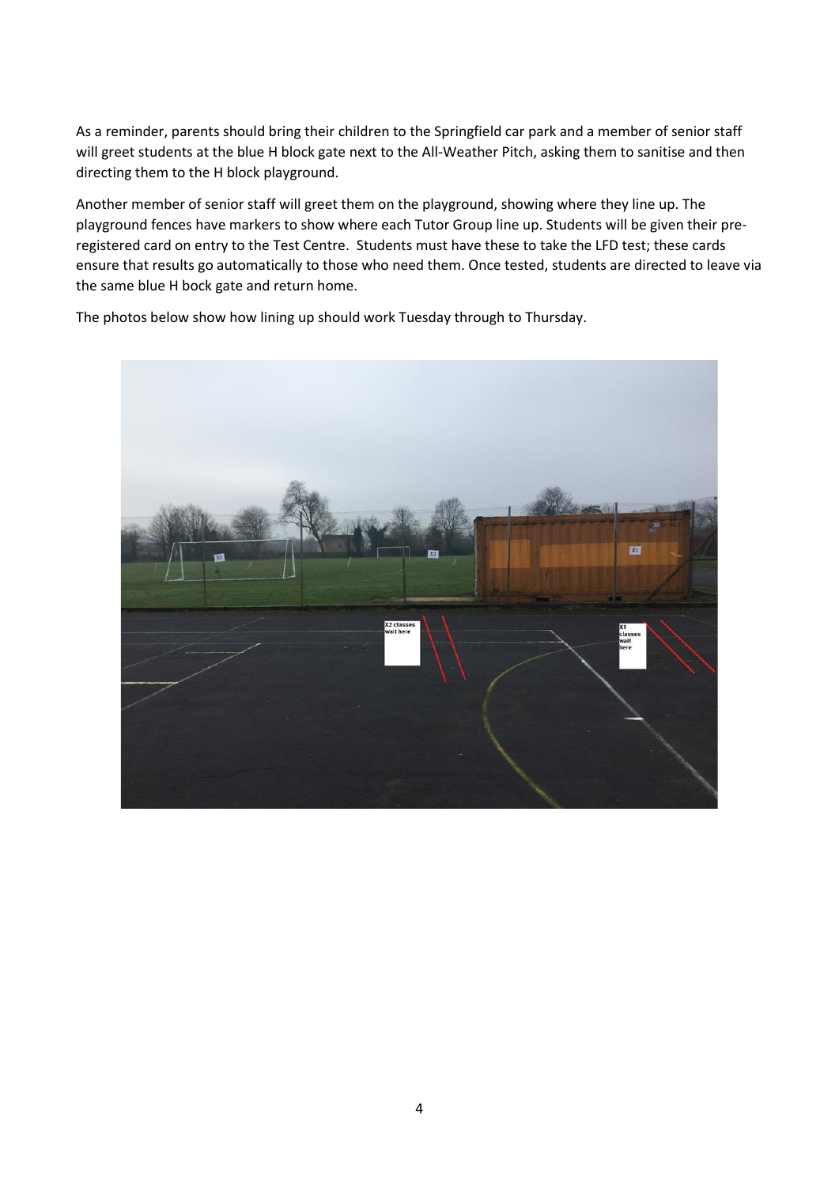As a reminder, parents should bring their children to the Springfield car park and a member of senior staff will greet students at the blue H block gate next to the All-Weather Pitch, asking them to sanitise and then directing them to the H block playground.

Another member of senior staff will greet them on the playground, showing where they line up. The playground fences have markers to show where each Tutor Group line up. Students will be given their pre-registered card on entry to the Test Centre. Students must have these to take the LFD test; these cards ensure that results go automatically to those who need them. Once tested, students are directed to leave via the same blue H bock gate and return home.

The photos below show how lining up should work Tuesday through to Thursday.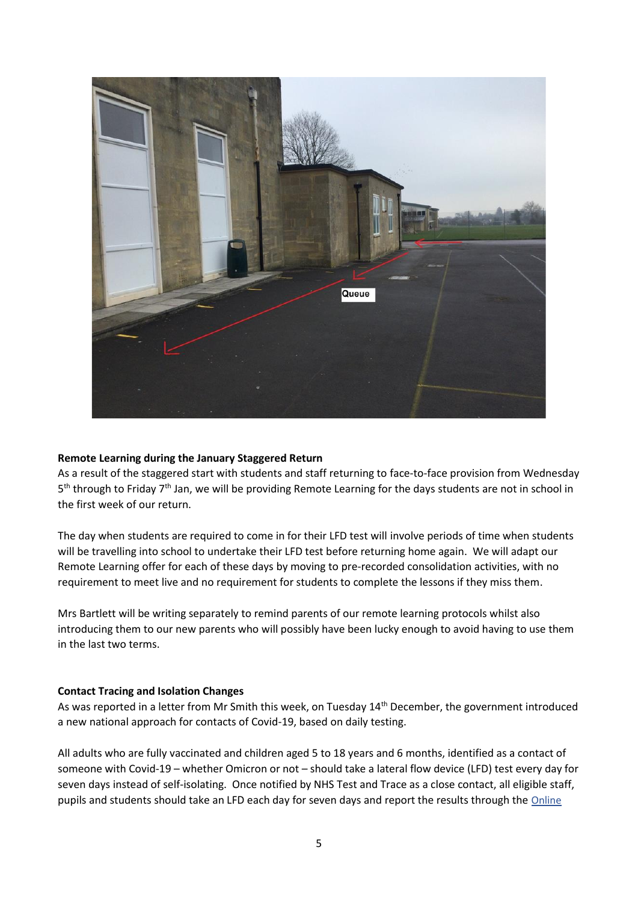**Remote Learning during the January Staggered Return**

As a result of the staggered start with students and staff returning to face-to-face provision from Wednesday 5th through to Friday 7th Jan, we will be providing Remote Learning for the days students are not in school in the first week of our return.

The day when students are required to come in for their LFD test will involve periods of time when students will be travelling into school to undertake their LFD test before returning home again. We will adapt our Remote Learning offer for each of these days by moving to pre-recorded consolidation activities, with no requirement to meet live and no requirement for students to complete the lessons if they miss them.

Mrs Bartlett will be writing separately to remind parents of our remote learning protocols whilst also introducing them to our new parents who will possibly have been lucky enough to avoid having to use them in the last two terms.

**Contact Tracing and Isolation Changes**

As was reported in a letter from Mr Smith this week, on Tuesday 14th December, the government introduced a new national approach for contacts of Covid-19, based on daily testing.

All adults who are fully vaccinated and children aged 5 to 18 years and 6 months, identified as a contact of someone with Covid-19 – whether Omicron or not – should take a lateral flow device (LFD) test every day for seven days instead of self-isolating. Once notified by NHS Test and Trace as a close contact, all eligible staff, pupils and students should take an LFD each day for seven days and report the results through the Online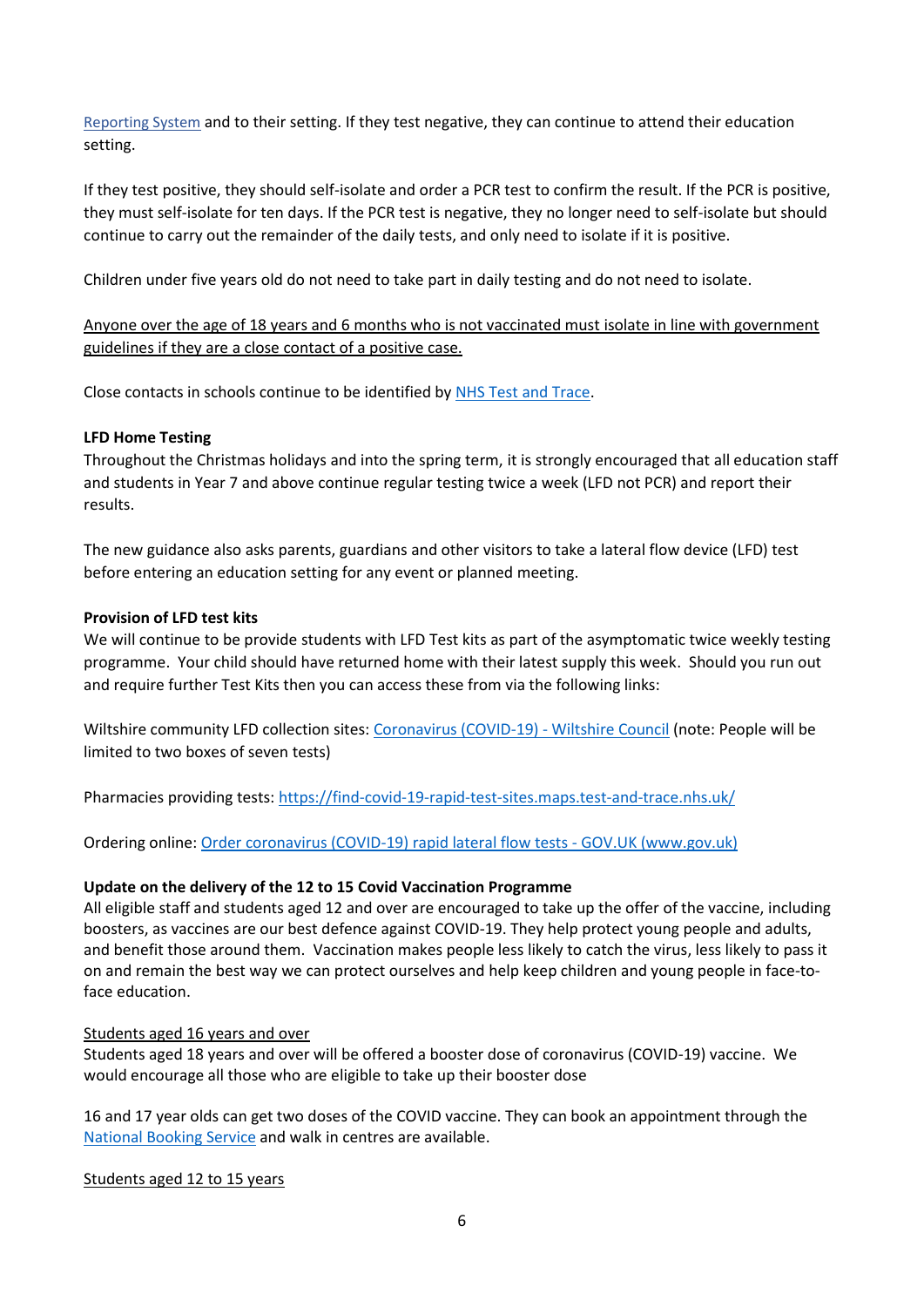Reporting System and to their setting. If they test negative, they can continue to attend their education setting.

If they test positive, they should self-isolate and order a PCR test to confirm the result. If the PCR is positive, they must self-isolate for ten days. If the PCR test is negative, they no longer need to self-isolate but should continue to carry out the remainder of the daily tests, and only need to isolate if it is positive.

Children under five years old do not need to take part in daily testing and do not need to isolate.

Anyone over the age of 18 years and 6 months who is not vaccinated must isolate in line with government guidelines if they are a close contact of a positive case.

Close contacts in schools continue to be identified by NHS Test and Trace.

**LFD Home Testing**

Throughout the Christmas holidays and into the spring term, it is strongly encouraged that all education staff and students in Year 7 and above continue regular testing twice a week (LFD not PCR) and report their results.

The new guidance also asks parents, guardians and other visitors to take a lateral flow device (LFD) test before entering an education setting for any event or planned meeting.

**Provision of LFD test kits**

We will continue to be provide students with LFD Test kits as part of the asymptomatic twice weekly testing programme. Your child should have returned home with their latest supply this week. Should you run out and require further Test Kits then you can access these from via the following links:

Wiltshire community LFD collection sites: Coronavirus (COVID-19) - Wiltshire Council (note: People will be limited to two boxes of seven tests)

Pharmacies providing tests: https://find-covid-19-rapid-test-sites.maps.test-and-trace.nhs.uk/

Ordering online: Order coronavirus (COVID-19) rapid lateral flow tests - GOV.UK (www.gov.uk)

**Update on the delivery of the 12 to 15 Covid Vaccination Programme**

All eligible staff and students aged 12 and over are encouraged to take up the offer of the vaccine, including boosters, as vaccines are our best defence against COVID-19. They help protect young people and adults, and benefit those around them. Vaccination makes people less likely to catch the virus, less likely to pass it on and remain the best way we can protect ourselves and help keep children and young people in face-to-face education.

Students aged 16 years and over

Students aged 18 years and over will be offered a booster dose of coronavirus (COVID-19) vaccine. We would encourage all those who are eligible to take up their booster dose

16 and 17 year olds can get two doses of the COVID vaccine. They can book an appointment through the National Booking Service and walk in centres are available.

Students aged 12 to 15 years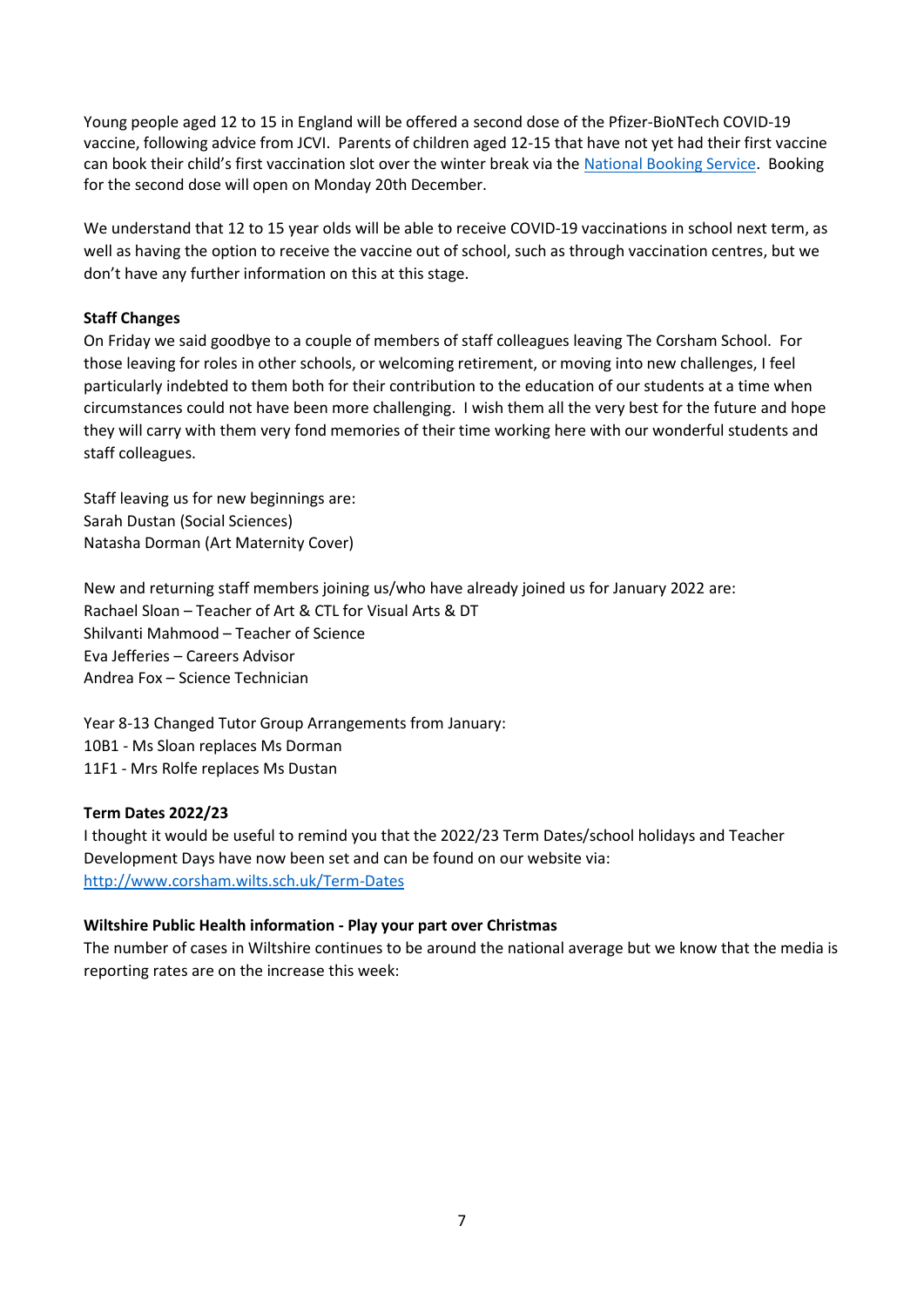Young people aged 12 to 15 in England will be offered a second dose of the Pfizer-BioNTech COVID-19 vaccine, following advice from JCVI. Parents of children aged 12-15 that have not yet had their first vaccine can book their child's first vaccination slot over the winter break via the National Booking Service. Booking for the second dose will open on Monday 20th December.

We understand that 12 to 15 year olds will be able to receive COVID-19 vaccinations in school next term, as well as having the option to receive the vaccine out of school, such as through vaccination centres, but we don't have any further information on this at this stage.

**Staff Changes**

On Friday we said goodbye to a couple of members of staff colleagues leaving The Corsham School. For those leaving for roles in other schools, or welcoming retirement, or moving into new challenges, I feel particularly indebted to them both for their contribution to the education of our students at a time when circumstances could not have been more challenging. I wish them all the very best for the future and hope they will carry with them very fond memories of their time working here with our wonderful students and staff colleagues.

Staff leaving us for new beginnings are:
Sarah Dustan (Social Sciences)
Natasha Dorman (Art Maternity Cover)

New and returning staff members joining us/who have already joined us for January 2022 are:
Rachael Sloan – Teacher of Art & CTL for Visual Arts & DT
Shilvanti Mahmood – Teacher of Science
Eva Jefferies – Careers Advisor
Andrea Fox – Science Technician

Year 8-13 Changed Tutor Group Arrangements from January:
10B1 - Ms Sloan replaces Ms Dorman
11F1 - Mrs Rolfe replaces Ms Dustan

**Term Dates 2022/23**

I thought it would be useful to remind you that the 2022/23 Term Dates/school holidays and Teacher Development Days have now been set and can be found on our website via: http://www.corsham.wilts.sch.uk/Term-Dates

**Wiltshire Public Health information - Play your part over Christmas**

The number of cases in Wiltshire continues to be around the national average but we know that the media is reporting rates are on the increase this week: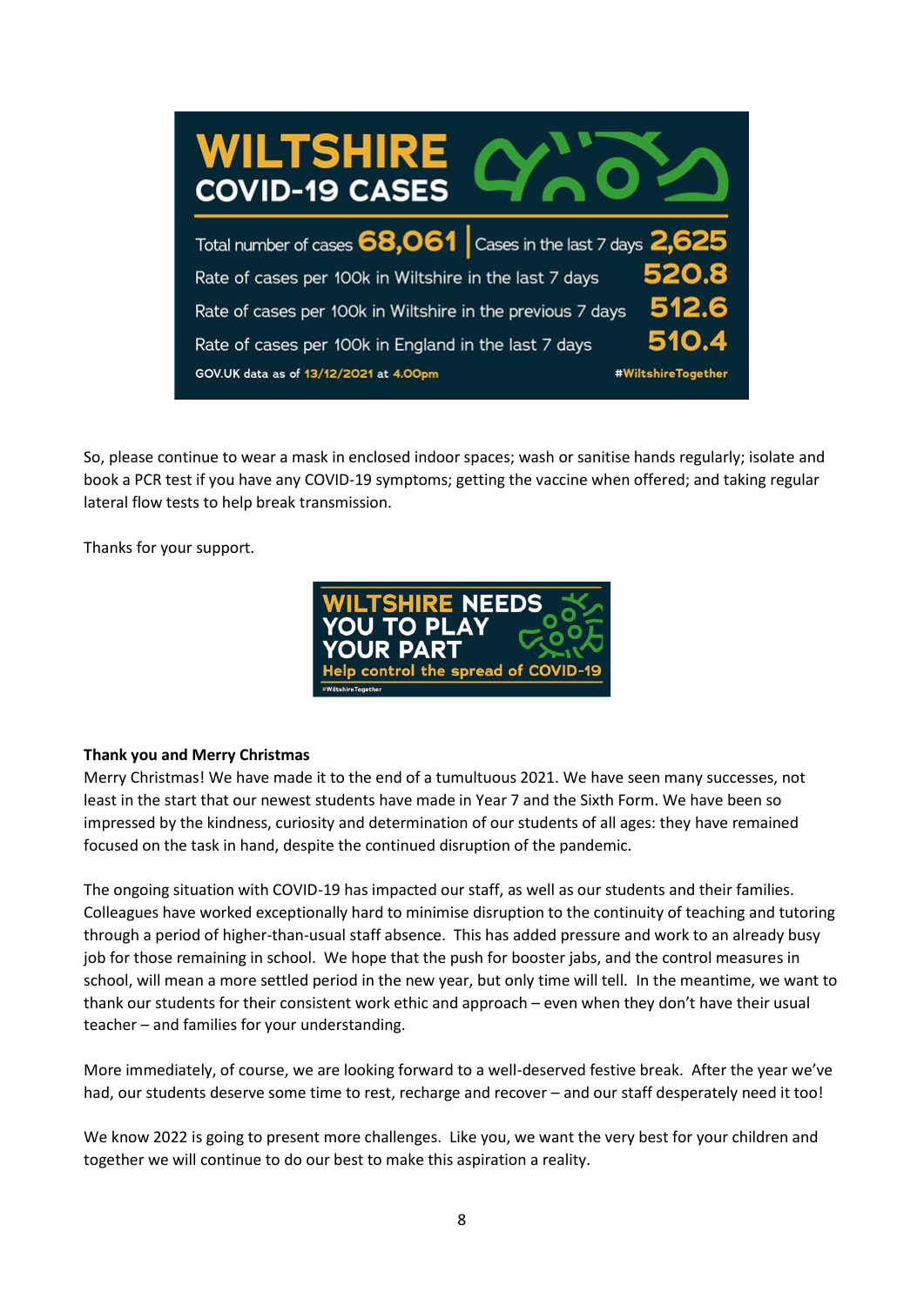WILTSHIRE COVID-19 CASES

| | |
|---|---|
| Total number of cases | 68,061 |
| Cases in the last 7 days | 2,625 |
| Rate of cases per 100k in Wiltshire in the last 7 days | 520.8 |
| Rate of cases per 100k in Wiltshire in the previous 7 days | 512.6 |
| Rate of cases per 100k in England in the last 7 days | 510.4 |

GOV.UK data as of 13/12/2021 at 4.00pm #WiltshireTogether

So, please continue to wear a mask in enclosed indoor spaces; wash or sanitise hands regularly; isolate and book a PCR test if you have any COVID-19 symptoms; getting the vaccine when offered; and taking regular lateral flow tests to help break transmission.

Thanks for your support.

WILTSHIRE NEEDS YOU TO PLAY YOUR PART
Help control the spread of COVID-19
#WiltshireTogether

**Thank you and Merry Christmas**

Merry Christmas! We have made it to the end of a tumultuous 2021. We have seen many successes, not least in the start that our newest students have made in Year 7 and the Sixth Form. We have been so impressed by the kindness, curiosity and determination of our students of all ages: they have remained focused on the task in hand, despite the continued disruption of the pandemic.

The ongoing situation with COVID-19 has impacted our staff, as well as our students and their families. Colleagues have worked exceptionally hard to minimise disruption to the continuity of teaching and tutoring through a period of higher-than-usual staff absence. This has added pressure and work to an already busy job for those remaining in school. We hope that the push for booster jabs, and the control measures in school, will mean a more settled period in the new year, but only time will tell. In the meantime, we want to thank our students for their consistent work ethic and approach – even when they don't have their usual teacher – and families for your understanding.

More immediately, of course, we are looking forward to a well-deserved festive break. After the year we've had, our students deserve some time to rest, recharge and recover – and our staff desperately need it too!

We know 2022 is going to present more challenges. Like you, we want the very best for your children and together we will continue to do our best to make this aspiration a reality.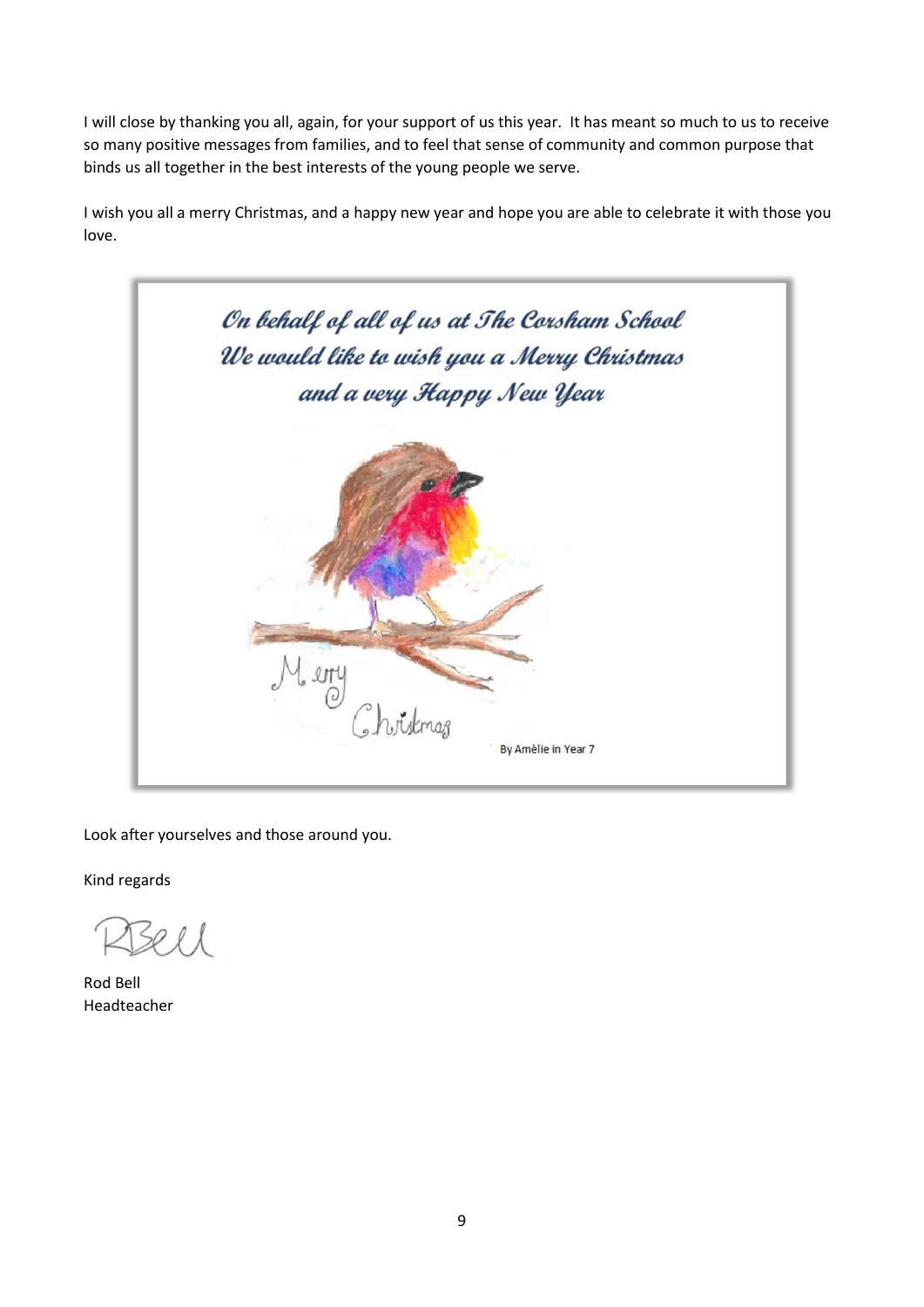I will close by thanking you all, again, for your support of us this year. It has meant so much to us to receive so many positive messages from families, and to feel that sense of community and common purpose that binds us all together in the best interests of the young people we serve.

I wish you all a merry Christmas, and a happy new year and hope you are able to celebrate it with those you love.

*On behalf of all of us at The Corsham School*
*We would like to wish you a Merry Christmas*
*and a very Happy New Year*

Merry Christmas

By Amèlie in Year 7

Look after yourselves and those around you.

Kind regards

Rod Bell
Headteacher